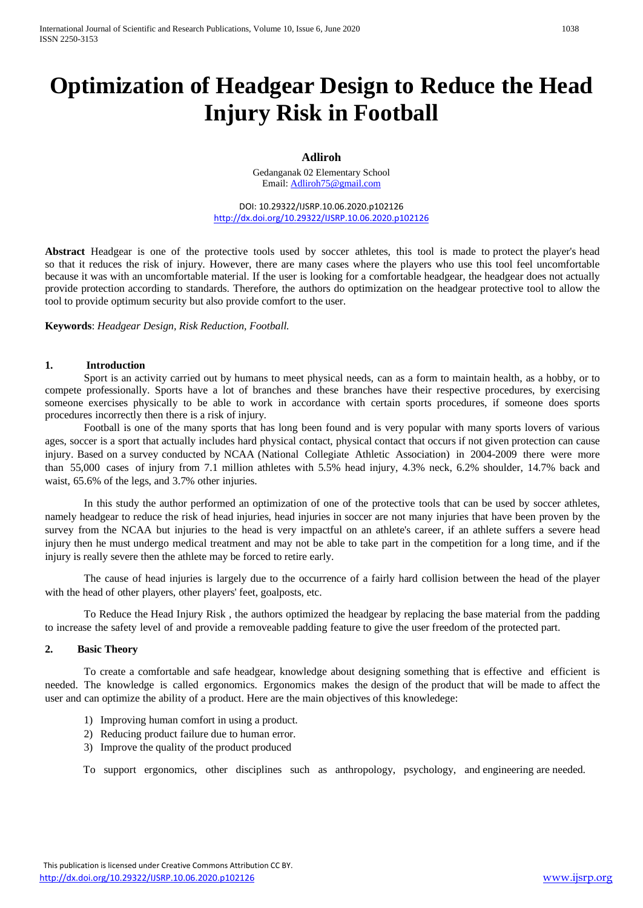# Optimization of Headgear Design to Reduce the Head Injury Risk in Football

**Adliroh**

Gedanganak 02 Elementary School
Email: Adliroh75@gmail.com

DOI: 10.29322/IJSRP.10.06.2020.p102126
http://dx.doi.org/10.29322/IJSRP.10.06.2020.p102126

**Abstract** Headgear is one of the protective tools used by soccer athletes, this tool is made to protect the player's head so that it reduces the risk of injury. However, there are many cases where the players who use this tool feel uncomfortable because it was with an uncomfortable material. If the user is looking for a comfortable headgear, the headgear does not actually provide protection according to standards. Therefore, the authors do optimization on the headgear protective tool to allow the tool to provide optimum security but also provide comfort to the user.

**Keywords**: *Headgear Design, Risk Reduction, Football.*

## 1. Introduction

Sport is an activity carried out by humans to meet physical needs, can as a form to maintain health, as a hobby, or to compete professionally. Sports have a lot of branches and these branches have their respective procedures, by exercising someone exercises physically to be able to work in accordance with certain sports procedures, if someone does sports procedures incorrectly then there is a risk of injury.

Football is one of the many sports that has long been found and is very popular with many sports lovers of various ages, soccer is a sport that actually includes hard physical contact, physical contact that occurs if not given protection can cause injury. Based on a survey conducted by NCAA (National Collegiate Athletic Association) in 2004-2009 there were more than 55,000 cases of injury from 7.1 million athletes with 5.5% head injury, 4.3% neck, 6.2% shoulder, 14.7% back and waist, 65.6% of the legs, and 3.7% other injuries.

In this study the author performed an optimization of one of the protective tools that can be used by soccer athletes, namely headgear to reduce the risk of head injuries, head injuries in soccer are not many injuries that have been proven by the survey from the NCAA but injuries to the head is very impactful on an athlete's career, if an athlete suffers a severe head injury then he must undergo medical treatment and may not be able to take part in the competition for a long time, and if the injury is really severe then the athlete may be forced to retire early.

The cause of head injuries is largely due to the occurrence of a fairly hard collision between the head of the player with the head of other players, other players' feet, goalposts, etc.

To Reduce the Head Injury Risk , the authors optimized the headgear by replacing the base material from the padding to increase the safety level of and provide a removeable padding feature to give the user freedom of the protected part.

## 2. Basic Theory

To create a comfortable and safe headgear, knowledge about designing something that is effective and efficient is needed. The knowledge is called ergonomics. Ergonomics makes the design of the product that will be made to affect the user and can optimize the ability of a product. Here are the main objectives of this knowledege:

1) Improving human comfort in using a product.
2) Reducing product failure due to human error.
3) Improve the quality of the product produced

To support ergonomics, other disciplines such as anthropology, psychology, and engineering are needed.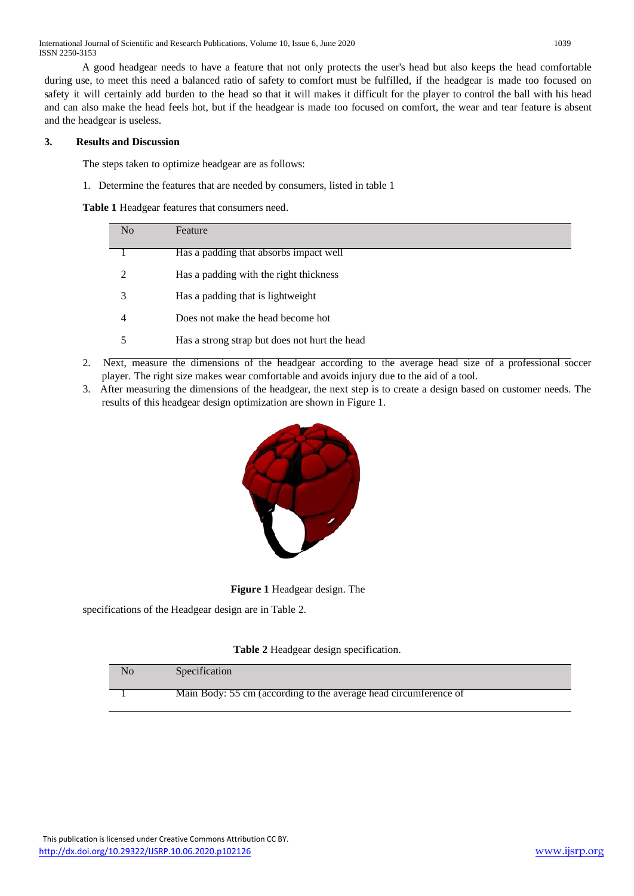A good headgear needs to have a feature that not only protects the user's head but also keeps the head comfortable during use, to meet this need a balanced ratio of safety to comfort must be fulfilled, if the headgear is made too focused on safety it will certainly add burden to the head so that it will makes it difficult for the player to control the ball with his head and can also make the head feels hot, but if the headgear is made too focused on comfort, the wear and tear feature is absent and the headgear is useless.

## 3. Results and Discussion

The steps taken to optimize headgear are as follows:

1. Determine the features that are needed by consumers, listed in table 1

**Table 1** Headgear features that consumers need.

| No | Feature |
|---|---|
| 1 | Has a padding that absorbs impact well |
| 2 | Has a padding with the right thickness |
| 3 | Has a padding that is lightweight |
| 4 | Does not make the head become hot |
| 5 | Has a strong strap but does not hurt the head |

2. Next, measure the dimensions of the headgear according to the average head size of a professional soccer player. The right size makes wear comfortable and avoids injury due to the aid of a tool.
3. After measuring the dimensions of the headgear, the next step is to create a design based on customer needs. The results of this headgear design optimization are shown in Figure 1.

**Figure 1** Headgear design. The

specifications of the Headgear design are in Table 2.

**Table 2** Headgear design specification.

| No | Specification |
|---|---|
| 1 | Main Body: 55 cm (according to the average head circumference of |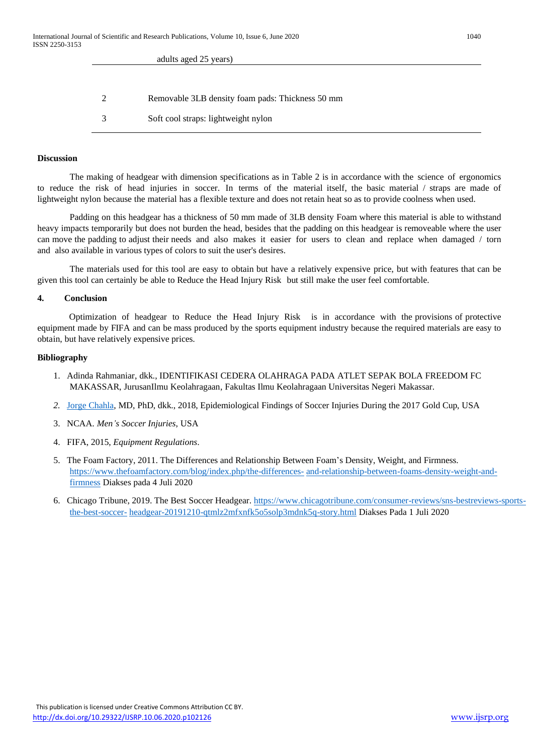| | |
|---|---|
| | adults aged 25 years) |
| 2 | Removable 3LB density foam pads: Thickness 50 mm |
| 3 | Soft cool straps: lightweight nylon |

**Discussion**

The making of headgear with dimension specifications as in Table 2 is in accordance with the science of ergonomics to reduce the risk of head injuries in soccer. In terms of the material itself, the basic material / straps are made of lightweight nylon because the material has a flexible texture and does not retain heat so as to provide coolness when used.

Padding on this headgear has a thickness of 50 mm made of 3LB density Foam where this material is able to withstand heavy impacts temporarily but does not burden the head, besides that the padding on this headgear is removeable where the user can move the padding to adjust their needs and also makes it easier for users to clean and replace when damaged / torn and also available in various types of colors to suit the user's desires.

The materials used for this tool are easy to obtain but have a relatively expensive price, but with features that can be given this tool can certainly be able to Reduce the Head Injury Risk but still make the user feel comfortable.

## 4. Conclusion

Optimization of headgear to Reduce the Head Injury Risk is in accordance with the provisions of protective equipment made by FIFA and can be mass produced by the sports equipment industry because the required materials are easy to obtain, but have relatively expensive prices.

**Bibliography**

1. Adinda Rahmaniar, dkk., IDENTIFIKASI CEDERA OLAHRAGA PADA ATLET SEPAK BOLA FREEDOM FC MAKASSAR, JurusanIlmu Keolahragaan, Fakultas Ilmu Keolahragaan Universitas Negeri Makassar.
2. Jorge Chahla, MD, PhD, dkk., 2018, Epidemiological Findings of Soccer Injuries During the 2017 Gold Cup, USA
3. NCAA. *Men's Soccer Injuries*, USA
4. FIFA, 2015, *Equipment Regulations*.
5. The Foam Factory, 2011. The Differences and Relationship Between Foam's Density, Weight, and Firmness. https://www.thefoamfactory.com/blog/index.php/the-differences- and-relationship-between-foams-density-weight-and-firmness Diakses pada 4 Juli 2020
6. Chicago Tribune, 2019. The Best Soccer Headgear. https://www.chicagotribune.com/consumer-reviews/sns-bestreviews-sports-the-best-soccer- headgear-20191210-qtmlz2mfxnfk5o5solp3mdnk5q-story.html Diakses Pada 1 Juli 2020